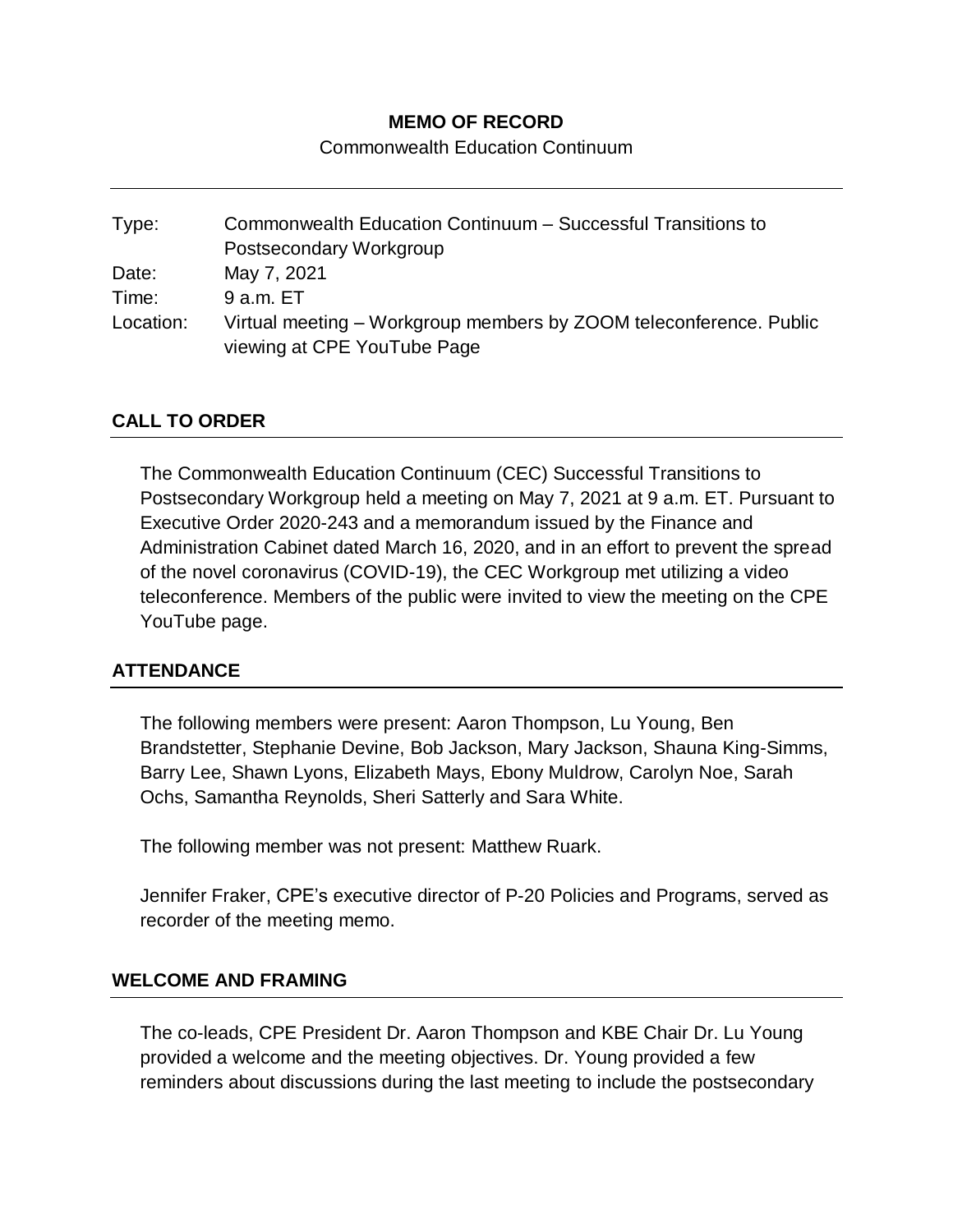# MEMO OF RECORD

Commonwealth Education Continuum

---

| | |
|---|---|
| Type: | Commonwealth Education Continuum – Successful Transitions to Postsecondary Workgroup |
| Date: | May 7, 2021 |
| Time: | 9 a.m. ET |
| Location: | Virtual meeting – Workgroup members by ZOOM teleconference. Public viewing at CPE YouTube Page |

## CALL TO ORDER

The Commonwealth Education Continuum (CEC) Successful Transitions to Postsecondary Workgroup held a meeting on May 7, 2021 at 9 a.m. ET. Pursuant to Executive Order 2020-243 and a memorandum issued by the Finance and Administration Cabinet dated March 16, 2020, and in an effort to prevent the spread of the novel coronavirus (COVID-19), the CEC Workgroup met utilizing a video teleconference. Members of the public were invited to view the meeting on the CPE YouTube page.

## ATTENDANCE

The following members were present: Aaron Thompson, Lu Young, Ben Brandstetter, Stephanie Devine, Bob Jackson, Mary Jackson, Shauna King-Simms, Barry Lee, Shawn Lyons, Elizabeth Mays, Ebony Muldrow, Carolyn Noe, Sarah Ochs, Samantha Reynolds, Sheri Satterly and Sara White.

The following member was not present: Matthew Ruark.

Jennifer Fraker, CPE's executive director of P-20 Policies and Programs, served as recorder of the meeting memo.

## WELCOME AND FRAMING

The co-leads, CPE President Dr. Aaron Thompson and KBE Chair Dr. Lu Young provided a welcome and the meeting objectives. Dr. Young provided a few reminders about discussions during the last meeting to include the postsecondary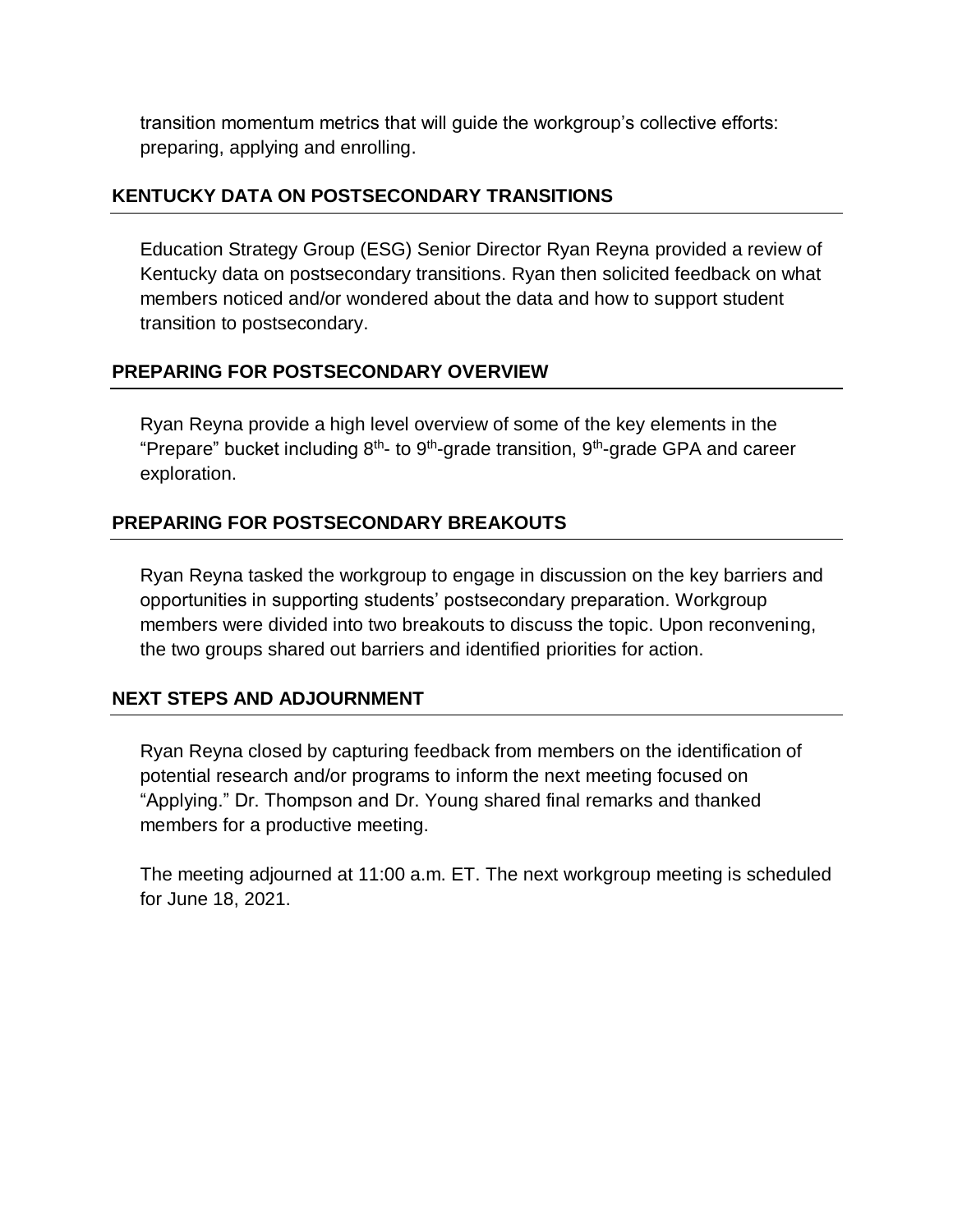transition momentum metrics that will guide the workgroup's collective efforts: preparing, applying and enrolling.

## KENTUCKY DATA ON POSTSECONDARY TRANSITIONS

Education Strategy Group (ESG) Senior Director Ryan Reyna provided a review of Kentucky data on postsecondary transitions. Ryan then solicited feedback on what members noticed and/or wondered about the data and how to support student transition to postsecondary.

## PREPARING FOR POSTSECONDARY OVERVIEW

Ryan Reyna provide a high level overview of some of the key elements in the "Prepare" bucket including 8th- to 9th-grade transition, 9th-grade GPA and career exploration.

## PREPARING FOR POSTSECONDARY BREAKOUTS

Ryan Reyna tasked the workgroup to engage in discussion on the key barriers and opportunities in supporting students' postsecondary preparation. Workgroup members were divided into two breakouts to discuss the topic. Upon reconvening, the two groups shared out barriers and identified priorities for action.

## NEXT STEPS AND ADJOURNMENT

Ryan Reyna closed by capturing feedback from members on the identification of potential research and/or programs to inform the next meeting focused on "Applying." Dr. Thompson and Dr. Young shared final remarks and thanked members for a productive meeting.

The meeting adjourned at 11:00 a.m. ET. The next workgroup meeting is scheduled for June 18, 2021.